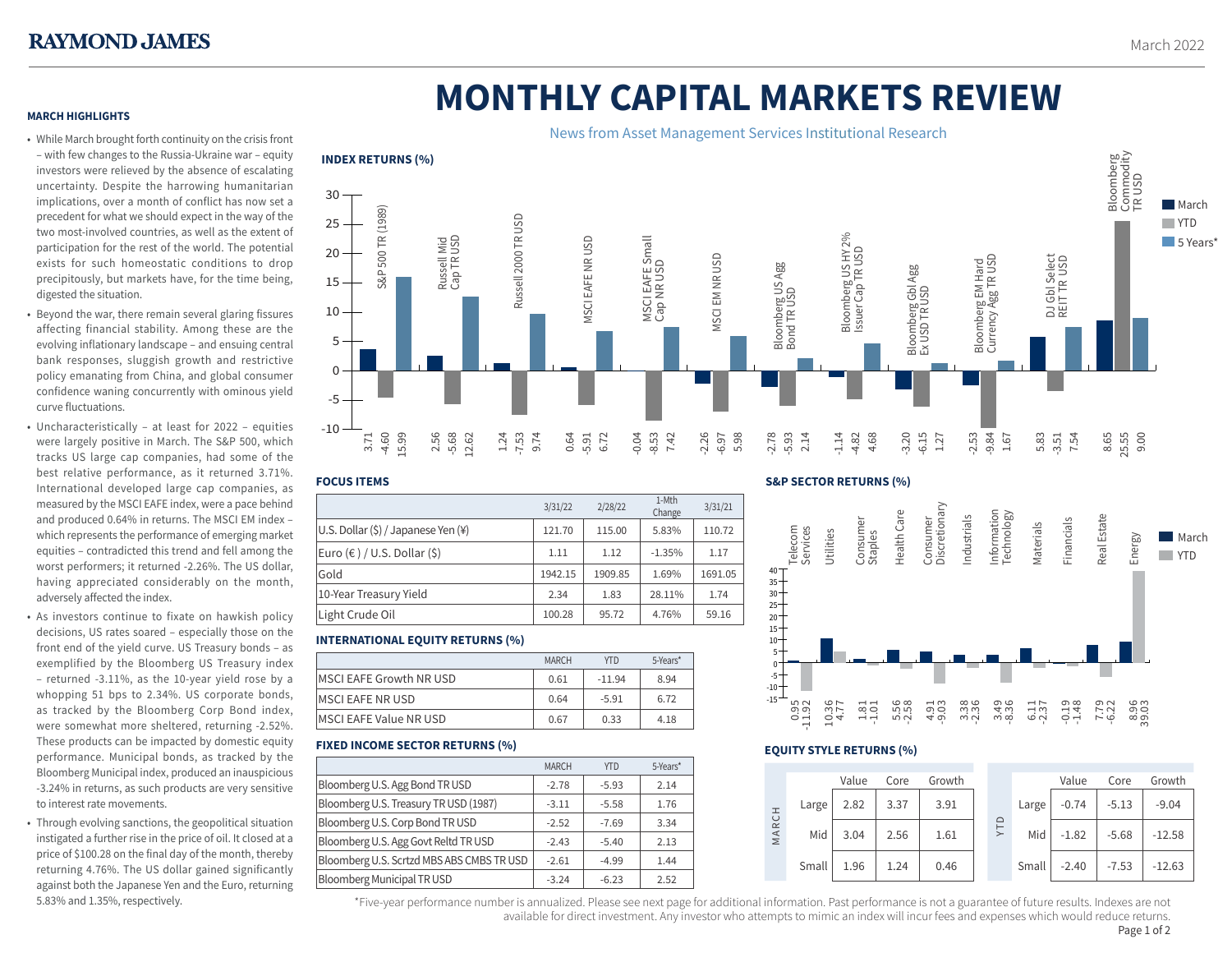RAYMOND JAMES

March 2022

# MONTHLY CAPITAL MARKETS REVIEW

News from Asset Management Services Institutional Research

### MARCH HIGHLIGHTS

- While March brought forth continuity on the crisis front – with few changes to the Russia-Ukraine war – equity investors were relieved by the absence of escalating uncertainty. Despite the harrowing humanitarian implications, over a month of conflict has now set a precedent for what we should expect in the way of the two most-involved countries, as well as the extent of participation for the rest of the world. The potential exists for such homeostatic conditions to drop precipitously, but markets have, for the time being, digested the situation.
- Beyond the war, there remain several glaring fissures affecting financial stability. Among these are the evolving inflationary landscape – and ensuing central bank responses, sluggish growth and restrictive policy emanating from China, and global consumer confidence waning concurrently with ominous yield curve fluctuations.
- Uncharacteristically – at least for 2022 – equities were largely positive in March. The S&P 500, which tracks US large cap companies, had some of the best relative performance, as it returned 3.71%. International developed large cap companies, as measured by the MSCI EAFE index, were a pace behind and produced 0.64% in returns. The MSCI EM index – which represents the performance of emerging market equities – contradicted this trend and fell among the worst performers; it returned -2.26%. The US dollar, having appreciated considerably on the month, adversely affected the index.
- As investors continue to fixate on hawkish policy decisions, US rates soared – especially those on the front end of the yield curve. US Treasury bonds – as exemplified by the Bloomberg US Treasury index – returned -3.11%, as the 10-year yield rose by a whopping 51 bps to 2.34%. US corporate bonds, as tracked by the Bloomberg Corp Bond index, were somewhat more sheltered, returning -2.52%. These products can be impacted by domestic equity performance. Municipal bonds, as tracked by the Bloomberg Municipal index, produced an inauspicious -3.24% in returns, as such products are very sensitive to interest rate movements.
- Through evolving sanctions, the geopolitical situation instigated a further rise in the price of oil. It closed at a price of $100.28 on the final day of the month, thereby returning 4.76%. The US dollar gained significantly against both the Japanese Yen and the Euro, returning 5.83% and 1.35%, respectively.

### INDEX RETURNS (%)

| Index | March | YTD | 5 Years* |
|---|---|---|---|
| S&P 500 TR (1989) | 3.71 | -4.60 | 15.99 |
| Russell Mid Cap TR USD | 2.56 | -5.68 | 12.62 |
| Russell 2000 TR USD | 1.24 | -7.53 | 9.74 |
| MSCI EAFE NR USD | 0.64 | -5.91 | 6.72 |
| MSCI EAFE Small Cap NR USD | -0.04 | -8.53 | 7.42 |
| MSCI EM NR USD | -2.26 | -6.97 | 5.98 |
| Bloomberg US Agg Bond TR USD | -2.78 | -5.93 | 2.14 |
| Bloomberg US HY 2% Issuer Cap TR USD | -1.14 | -4.82 | 4.68 |
| Bloomberg Gbl Agg Ex USD TR USD | -3.20 | -6.15 | 1.27 |
| Bloomberg EM Hard Currency Agg TR USD | -2.53 | -9.84 | 1.67 |
| DJ Gbl Select REIT TR USD | 5.83 | -3.51 | 7.54 |
| Bloomberg Commodity TR USD | 8.65 | 25.55 | 9.00 |

### FOCUS ITEMS

| | 3/31/22 | 2/28/22 | 1-Mth Change | 3/31/21 |
|---|---|---|---|---|
| U.S. Dollar ($) / Japanese Yen (¥) | 121.70 | 115.00 | 5.83% | 110.72 |
| Euro (€) / U.S. Dollar ($) | 1.11 | 1.12 | -1.35% | 1.17 |
| Gold | 1942.15 | 1909.85 | 1.69% | 1691.05 |
| 10-Year Treasury Yield | 2.34 | 1.83 | 28.11% | 1.74 |
| Light Crude Oil | 100.28 | 95.72 | 4.76% | 59.16 |

### INTERNATIONAL EQUITY RETURNS (%)

| | MARCH | YTD | 5-Years* |
|---|---|---|---|
| MSCI EAFE Growth NR USD | 0.61 | -11.94 | 8.94 |
| MSCI EAFE NR USD | 0.64 | -5.91 | 6.72 |
| MSCI EAFE Value NR USD | 0.67 | 0.33 | 4.18 |

### FIXED INCOME SECTOR RETURNS (%)

| | MARCH | YTD | 5-Years* |
|---|---|---|---|
| Bloomberg U.S. Agg Bond TR USD | -2.78 | -5.93 | 2.14 |
| Bloomberg U.S. Treasury TR USD (1987) | -3.11 | -5.58 | 1.76 |
| Bloomberg U.S. Corp Bond TR USD | -2.52 | -7.69 | 3.34 |
| Bloomberg U.S. Agg Govt Reltd TR USD | -2.43 | -5.40 | 2.13 |
| Bloomberg U.S. Scrtzd MBS ABS CMBS TR USD | -2.61 | -4.99 | 1.44 |
| Bloomberg Municipal TR USD | -3.24 | -6.23 | 2.52 |

### S&P SECTOR RETURNS (%)

| Sector | March | YTD |
|---|---|---|
| Telecom Services | 0.95 | -11.92 |
| Utilities | 10.36 | 4.77 |
| Consumer Staples | 1.81 | -1.01 |
| Health Care | 5.56 | -2.58 |
| Consumer Discretionary | 4.91 | -9.03 |
| Industrials | 3.38 | -2.36 |
| Information Technology | 3.49 | -8.36 |
| Materials | 6.11 | -2.37 |
| Financials | -0.19 | -1.48 |
| Real Estate | 7.79 | -6.22 |
| Energy | 8.96 | 39.03 |

### EQUITY STYLE RETURNS (%)

**MARCH**

| | Value | Core | Growth |
|---|---|---|---|
| Large | 2.82 | 3.37 | 3.91 |
| Mid | 3.04 | 2.56 | 1.61 |
| Small | 1.96 | 1.24 | 0.46 |

**YTD**

| | Value | Core | Growth |
|---|---|---|---|
| Large | -0.74 | -5.13 | -9.04 |
| Mid | -1.82 | -5.68 | -12.58 |
| Small | -2.40 | -7.53 | -12.63 |

*Five-year performance number is annualized. Please see next page for additional information. Past performance is not a guarantee of future results. Indexes are not available for direct investment. Any investor who attempts to mimic an index will incur fees and expenses which would reduce returns.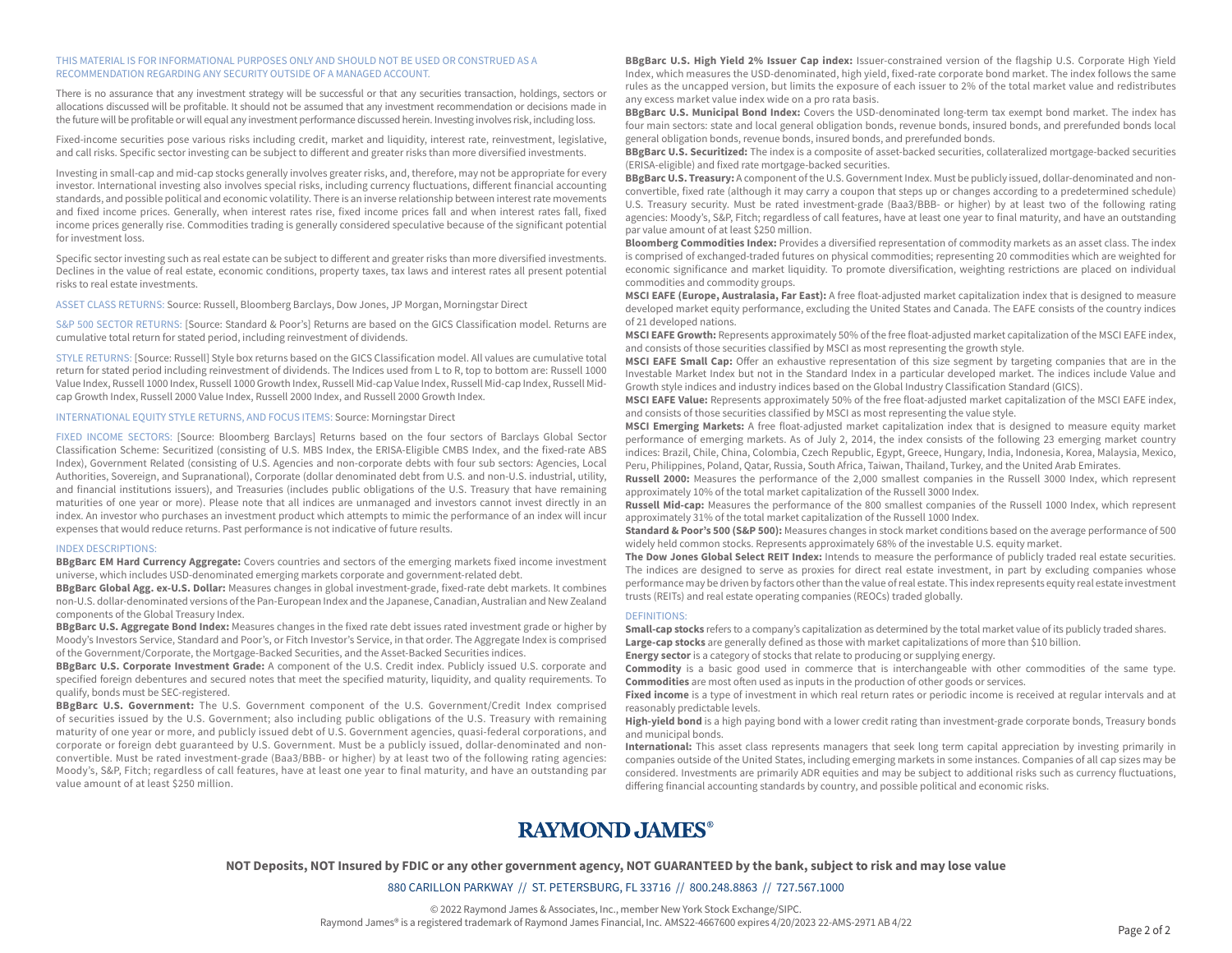THIS MATERIAL IS FOR INFORMATIONAL PURPOSES ONLY AND SHOULD NOT BE USED OR CONSTRUED AS A RECOMMENDATION REGARDING ANY SECURITY OUTSIDE OF A MANAGED ACCOUNT.

There is no assurance that any investment strategy will be successful or that any securities transaction, holdings, sectors or allocations discussed will be profitable. It should not be assumed that any investment recommendation or decisions made in the future will be profitable or will equal any investment performance discussed herein. Investing involves risk, including loss.

Fixed-income securities pose various risks including credit, market and liquidity, interest rate, reinvestment, legislative, and call risks. Specific sector investing can be subject to different and greater risks than more diversified investments.

Investing in small-cap and mid-cap stocks generally involves greater risks, and, therefore, may not be appropriate for every investor. International investing also involves special risks, including currency fluctuations, different financial accounting standards, and possible political and economic volatility. There is an inverse relationship between interest rate movements and fixed income prices. Generally, when interest rates rise, fixed income prices fall and when interest rates fall, fixed income prices generally rise. Commodities trading is generally considered speculative because of the significant potential for investment loss.

Specific sector investing such as real estate can be subject to different and greater risks than more diversified investments. Declines in the value of real estate, economic conditions, property taxes, tax laws and interest rates all present potential risks to real estate investments.

ASSET CLASS RETURNS: Source: Russell, Bloomberg Barclays, Dow Jones, JP Morgan, Morningstar Direct

S&P 500 SECTOR RETURNS: [Source: Standard & Poor's] Returns are based on the GICS Classification model. Returns are cumulative total return for stated period, including reinvestment of dividends.

STYLE RETURNS: [Source: Russell] Style box returns based on the GICS Classification model. All values are cumulative total return for stated period including reinvestment of dividends. The Indices used from L to R, top to bottom are: Russell 1000 Value Index, Russell 1000 Index, Russell 1000 Growth Index, Russell Mid-cap Value Index, Russell Mid-cap Index, Russell Mid-cap Growth Index, Russell 2000 Value Index, Russell 2000 Index, and Russell 2000 Growth Index.

INTERNATIONAL EQUITY STYLE RETURNS, AND FOCUS ITEMS: Source: Morningstar Direct

FIXED INCOME SECTORS: [Source: Bloomberg Barclays] Returns based on the four sectors of Barclays Global Sector Classification Scheme: Securitized (consisting of U.S. MBS Index, the ERISA-Eligible CMBS Index, and the fixed-rate ABS Index), Government Related (consisting of U.S. Agencies and non-corporate debts with four sub sectors: Agencies, Local Authorities, Sovereign, and Supranational), Corporate (dollar denominated debt from U.S. and non-U.S. industrial, utility, and financial institutions issuers), and Treasuries (includes public obligations of the U.S. Treasury that have remaining maturities of one year or more). Please note that all indices are unmanaged and investors cannot invest directly in an index. An investor who purchases an investment product which attempts to mimic the performance of an index will incur expenses that would reduce returns. Past performance is not indicative of future results.

## INDEX DESCRIPTIONS:

**BBgBarc EM Hard Currency Aggregate:** Covers countries and sectors of the emerging markets fixed income investment universe, which includes USD-denominated emerging markets corporate and government-related debt.

**BBgBarc Global Agg. ex-U.S. Dollar:** Measures changes in global investment-grade, fixed-rate debt markets. It combines non-U.S. dollar-denominated versions of the Pan-European Index and the Japanese, Canadian, Australian and New Zealand components of the Global Treasury Index.

**BBgBarc U.S. Aggregate Bond Index:** Measures changes in the fixed rate debt issues rated investment grade or higher by Moody's Investors Service, Standard and Poor's, or Fitch Investor's Service, in that order. The Aggregate Index is comprised of the Government/Corporate, the Mortgage-Backed Securities, and the Asset-Backed Securities indices.

**BBgBarc U.S. Corporate Investment Grade:** A component of the U.S. Credit index. Publicly issued U.S. corporate and specified foreign debentures and secured notes that meet the specified maturity, liquidity, and quality requirements. To qualify, bonds must be SEC-registered.

**BBgBarc U.S. Government:** The U.S. Government component of the U.S. Government/Credit Index comprised of securities issued by the U.S. Government; also including public obligations of the U.S. Treasury with remaining maturity of one year or more, and publicly issued debt of U.S. Government agencies, quasi-federal corporations, and corporate or foreign debt guaranteed by U.S. Government. Must be a publicly issued, dollar-denominated and non-convertible. Must be rated investment-grade (Baa3/BBB- or higher) by at least two of the following rating agencies: Moody's, S&P, Fitch; regardless of call features, have at least one year to final maturity, and have an outstanding par value amount of at least $250 million.

**BBgBarc U.S. High Yield 2% Issuer Cap index:** Issuer-constrained version of the flagship U.S. Corporate High Yield Index, which measures the USD-denominated, high yield, fixed-rate corporate bond market. The index follows the same rules as the uncapped version, but limits the exposure of each issuer to 2% of the total market value and redistributes any excess market value index wide on a pro rata basis.

**BBgBarc U.S. Municipal Bond Index:** Covers the USD-denominated long-term tax exempt bond market. The index has four main sectors: state and local general obligation bonds, revenue bonds, insured bonds, and prerefunded bonds local general obligation bonds, revenue bonds, insured bonds, and prerefunded bonds.

**BBgBarc U.S. Securitized:** The index is a composite of asset-backed securities, collateralized mortgage-backed securities (ERISA-eligible) and fixed rate mortgage-backed securities.

**BBgBarc U.S. Treasury:** A component of the U.S. Government Index. Must be publicly issued, dollar-denominated and non-convertible, fixed rate (although it may carry a coupon that steps up or changes according to a predetermined schedule) U.S. Treasury security. Must be rated investment-grade (Baa3/BBB- or higher) by at least two of the following rating agencies: Moody's, S&P, Fitch; regardless of call features, have at least one year to final maturity, and have an outstanding par value amount of at least $250 million.

**Bloomberg Commodities Index:** Provides a diversified representation of commodity markets as an asset class. The index is comprised of exchanged-traded futures on physical commodities; representing 20 commodities which are weighted for economic significance and market liquidity. To promote diversification, weighting restrictions are placed on individual commodities and commodity groups.

**MSCI EAFE (Europe, Australasia, Far East):** A free float-adjusted market capitalization index that is designed to measure developed market equity performance, excluding the United States and Canada. The EAFE consists of the country indices of 21 developed nations.

**MSCI EAFE Growth:** Represents approximately 50% of the free float-adjusted market capitalization of the MSCI EAFE index, and consists of those securities classified by MSCI as most representing the growth style.

**MSCI EAFE Small Cap:** Offer an exhaustive representation of this size segment by targeting companies that are in the Investable Market Index but not in the Standard Index in a particular developed market. The indices include Value and Growth style indices and industry indices based on the Global Industry Classification Standard (GICS).

**MSCI EAFE Value:** Represents approximately 50% of the free float-adjusted market capitalization of the MSCI EAFE index, and consists of those securities classified by MSCI as most representing the value style.

**MSCI Emerging Markets:** A free float-adjusted market capitalization index that is designed to measure equity market performance of emerging markets. As of July 2, 2014, the index consists of the following 23 emerging market country indices: Brazil, Chile, China, Colombia, Czech Republic, Egypt, Greece, Hungary, India, Indonesia, Korea, Malaysia, Mexico, Peru, Philippines, Poland, Qatar, Russia, South Africa, Taiwan, Thailand, Turkey, and the United Arab Emirates.

**Russell 2000:** Measures the performance of the 2,000 smallest companies in the Russell 3000 Index, which represent approximately 10% of the total market capitalization of the Russell 3000 Index.

**Russell Mid-cap:** Measures the performance of the 800 smallest companies of the Russell 1000 Index, which represent approximately 31% of the total market capitalization of the Russell 1000 Index.

**Standard & Poor's 500 (S&P 500):** Measures changes in stock market conditions based on the average performance of 500 widely held common stocks. Represents approximately 68% of the investable U.S. equity market.

**The Dow Jones Global Select REIT Index:** Intends to measure the performance of publicly traded real estate securities. The indices are designed to serve as proxies for direct real estate investment, in part by excluding companies whose performance may be driven by factors other than the value of real estate. This index represents equity real estate investment trusts (REITs) and real estate operating companies (REOCs) traded globally.

## DEFINITIONS:

**Small-cap stocks** refers to a company's capitalization as determined by the total market value of its publicly traded shares.

**Large-cap stocks** are generally defined as those with market capitalizations of more than $10 billion.

**Energy sector** is a category of stocks that relate to producing or supplying energy.

**Commodity** is a basic good used in commerce that is interchangeable with other commodities of the same type. **Commodities** are most often used as inputs in the production of other goods or services.

**Fixed income** is a type of investment in which real return rates or periodic income is received at regular intervals and at reasonably predictable levels.

**High-yield bond** is a high paying bond with a lower credit rating than investment-grade corporate bonds, Treasury bonds and municipal bonds.

**International:** This asset class represents managers that seek long term capital appreciation by investing primarily in companies outside of the United States, including emerging markets in some instances. Companies of all cap sizes may be considered. Investments are primarily ADR equities and may be subject to additional risks such as currency fluctuations, differing financial accounting standards by country, and possible political and economic risks.

**RAYMOND JAMES®**

**NOT Deposits, NOT Insured by FDIC or any other government agency, NOT GUARANTEED by the bank, subject to risk and may lose value**

880 CARILLON PARKWAY // ST. PETERSBURG, FL 33716 // 800.248.8863 // 727.567.1000

© 2022 Raymond James & Associates, Inc., member New York Stock Exchange/SIPC.

Raymond James® is a registered trademark of Raymond James Financial, Inc. AMS22-4667600 expires 4/20/2023 22-AMS-2971 AB 4/22